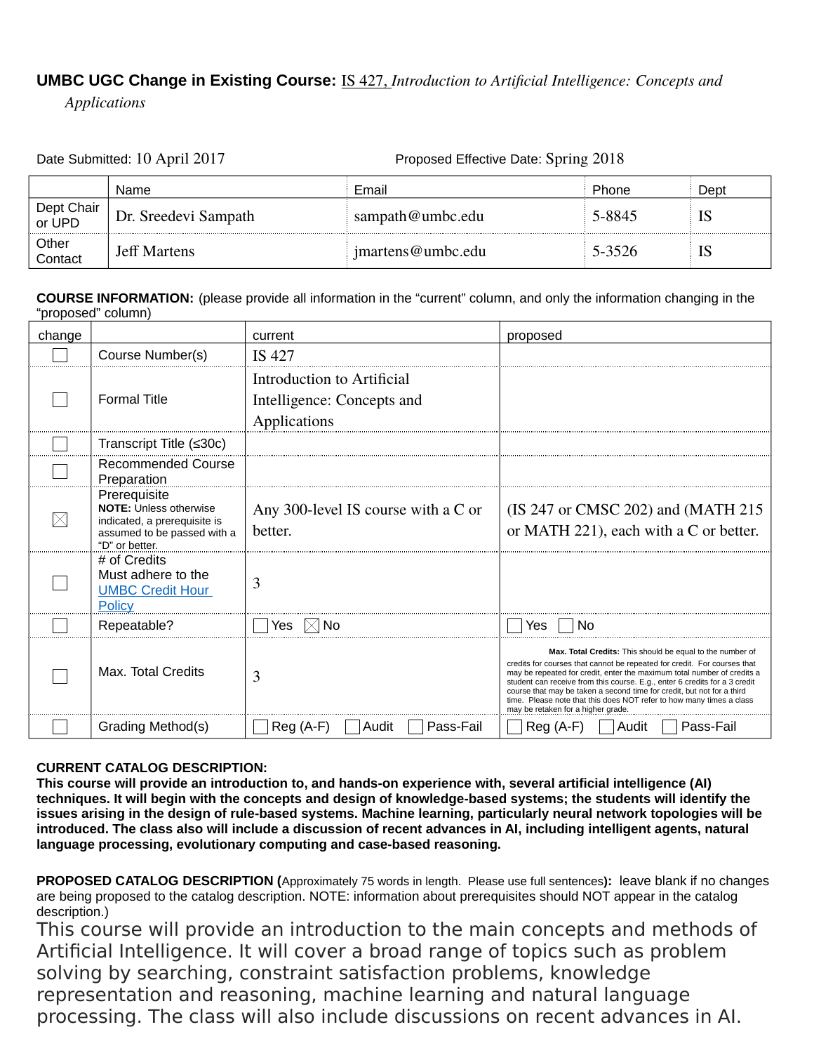**UMBC UGC Change in Existing Course:** IS 427, *Introduction to Artificial Intelligence: Concepts and Applications*

Date Submitted: 10 April 2017

Proposed Effective Date: Spring 2018

| | Name | Email | Phone | Dept |
|---|---|---|---|---|
| Dept Chair or UPD | Dr. Sreedevi Sampath | sampath@umbc.edu | 5-8845 | IS |
| Other Contact | Jeff Martens | jmartens@umbc.edu | 5-3526 | IS |

**COURSE INFORMATION:** (please provide all information in the "current" column, and only the information changing in the "proposed" column)

| change | | current | proposed |
|---|---|---|---|
| ☐ | Course Number(s) | IS 427 | |
| ☐ | Formal Title | Introduction to Artificial Intelligence: Concepts and Applications | |
| ☐ | Transcript Title (≤30c) | | |
| ☐ | Recommended Course Preparation | | |
| ☒ | Prerequisite **NOTE:** Unless otherwise indicated, a prerequisite is assumed to be passed with a "D" or better. | Any 300-level IS course with a C or better. | (IS 247 or CMSC 202) and (MATH 215 or MATH 221), each with a C or better. |
| ☐ | # of Credits Must adhere to the UMBC Credit Hour Policy | 3 | |
| ☐ | Repeatable? | ☐ Yes ☒ No | ☐ Yes ☐ No |
| ☐ | Max. Total Credits | 3 | **Max. Total Credits:** This should be equal to the number of credits for courses that cannot be repeated for credit. For courses that may be repeated for credit, enter the maximum total number of credits a student can receive from this course. E.g., enter 6 credits for a 3 credit course that may be taken a second time for credit, but not for a third time. Please note that this does NOT refer to how many times a class may be retaken for a higher grade. |
| ☐ | Grading Method(s) | ☐ Reg (A-F) ☐ Audit ☐ Pass-Fail | ☐ Reg (A-F) ☐ Audit ☐ Pass-Fail |

**CURRENT CATALOG DESCRIPTION:**

**This course will provide an introduction to, and hands-on experience with, several artificial intelligence (AI) techniques. It will begin with the concepts and design of knowledge-based systems; the students will identify the issues arising in the design of rule-based systems. Machine learning, particularly neural network topologies will be introduced. The class also will include a discussion of recent advances in AI, including intelligent agents, natural language processing, evolutionary computing and case-based reasoning.**

**PROPOSED CATALOG DESCRIPTION (**Approximately 75 words in length. Please use full sentences**):** leave blank if no changes are being proposed to the catalog description. NOTE: information about prerequisites should NOT appear in the catalog description.)

This course will provide an introduction to the main concepts and methods of Artificial Intelligence. It will cover a broad range of topics such as problem solving by searching, constraint satisfaction problems, knowledge representation and reasoning, machine learning and natural language processing. The class will also include discussions on recent advances in AI.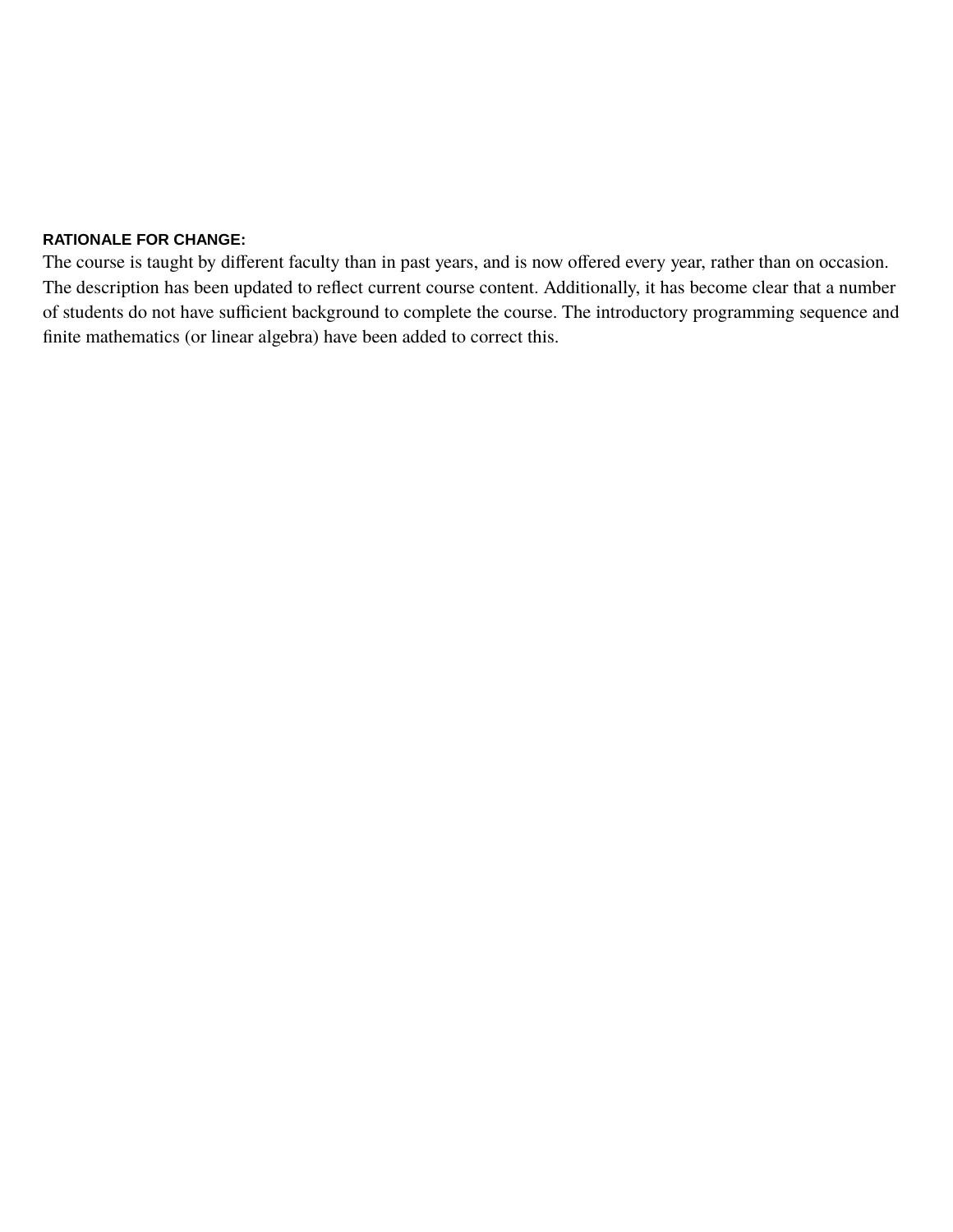**RATIONALE FOR CHANGE:**

The course is taught by different faculty than in past years, and is now offered every year, rather than on occasion. The description has been updated to reflect current course content. Additionally, it has become clear that a number of students do not have sufficient background to complete the course. The introductory programming sequence and finite mathematics (or linear algebra) have been added to correct this.